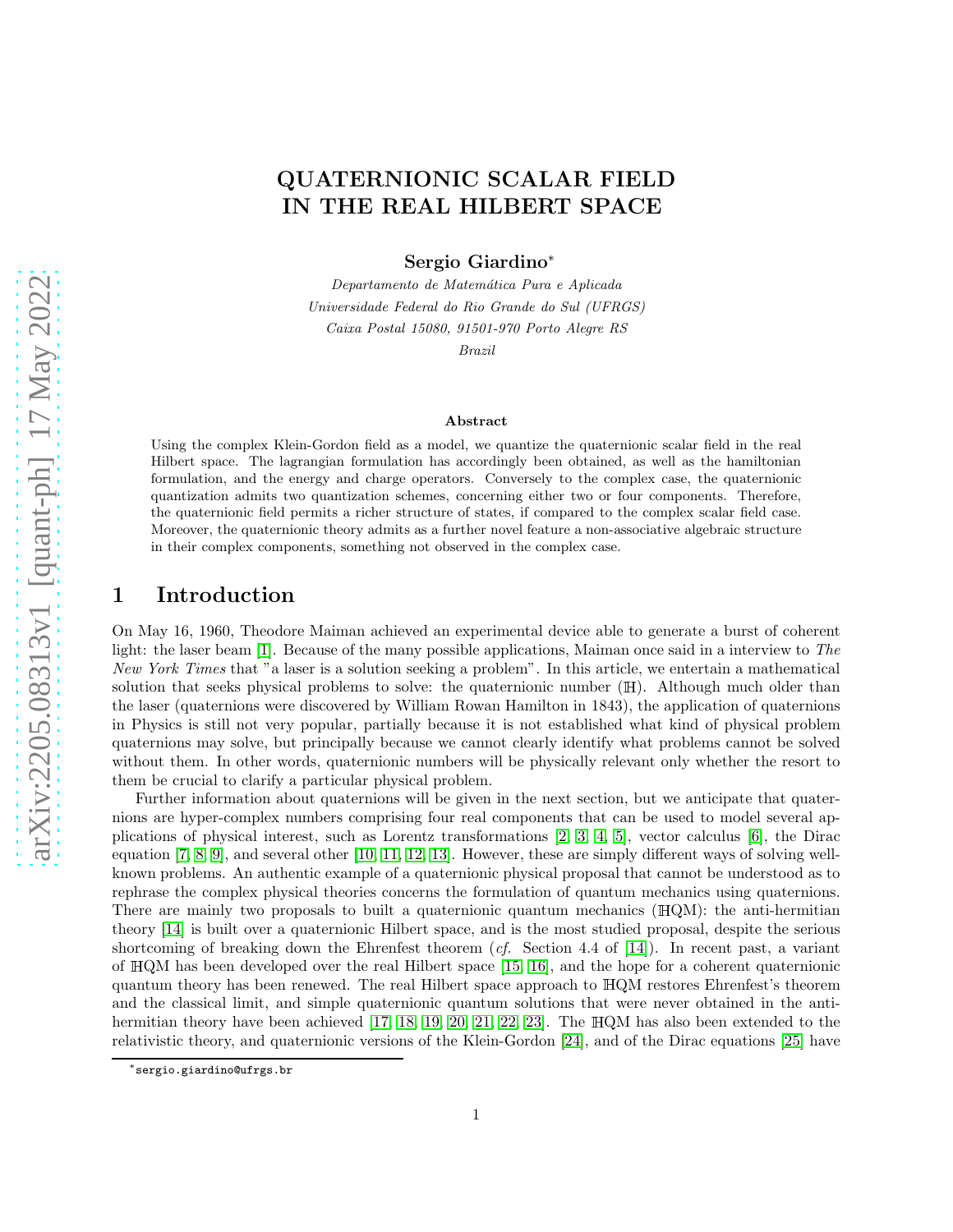# QUATERNIONIC SCALAR FIELD IN THE REAL HILBERT SPACE

**Sergio Giardino***

*Departamento de Matemática Pura e Aplicada*
*Universidade Federal do Rio Grande do Sul (UFRGS)*
*Caixa Postal 15080, 91501-970 Porto Alegre RS*
*Brazil*

### Abstract

Using the complex Klein-Gordon field as a model, we quantize the quaternionic scalar field in the real Hilbert space. The lagrangian formulation has accordingly been obtained, as well as the hamiltonian formulation, and the energy and charge operators. Conversely to the complex case, the quaternionic quantization admits two quantization schemes, concerning either two or four components. Therefore, the quaternionic field permits a richer structure of states, if compared to the complex scalar field case. Moreover, the quaternionic theory admits as a further novel feature a non-associative algebraic structure in their complex components, something not observed in the complex case.

## 1 Introduction

On May 16, 1960, Theodore Maiman achieved an experimental device able to generate a burst of coherent light: the laser beam [1]. Because of the many possible applications, Maiman once said in a interview to *The New York Times* that "a laser is a solution seeking a problem". In this article, we entertain a mathematical solution that seeks physical problems to solve: the quaternionic number ($\mathbb{H}$). Although much older than the laser (quaternions were discovered by William Rowan Hamilton in 1843), the application of quaternions in Physics is still not very popular, partially because it is not established what kind of physical problem quaternions may solve, but principally because we cannot clearly identify what problems cannot be solved without them. In other words, quaternionic numbers will be physically relevant only whether the resort to them be crucial to clarify a particular physical problem.

Further information about quaternions will be given in the next section, but we anticipate that quaternions are hyper-complex numbers comprising four real components that can be used to model several applications of physical interest, such as Lorentz transformations [2, 3, 4, 5], vector calculus [6], the Dirac equation [7, 8, 9], and several other [10, 11, 12, 13]. However, these are simply different ways of solving well-known problems. An authentic example of a quaternionic physical proposal that cannot be understood as to rephrase the complex physical theories concerns the formulation of quantum mechanics using quaternions. There are mainly two proposals to built a quaternionic quantum mechanics ($\mathbb{H}$QM): the anti-hermitian theory [14] is built over a quaternionic Hilbert space, and is the most studied proposal, despite the serious shortcoming of breaking down the Ehrenfest theorem (*cf.* Section 4.4 of [14]). In recent past, a variant of $\mathbb{H}$QM has been developed over the real Hilbert space [15, 16], and the hope for a coherent quaternionic quantum theory has been renewed. The real Hilbert space approach to $\mathbb{H}$QM restores Ehrenfest's theorem and the classical limit, and simple quaternionic quantum solutions that were never obtained in the anti-hermitian theory have been achieved [17, 18, 19, 20, 21, 22, 23]. The $\mathbb{H}$QM has also been extended to the relativistic theory, and quaternionic versions of the Klein-Gordon [24], and of the Dirac equations [25] have

*sergio.giardino@ufrgs.br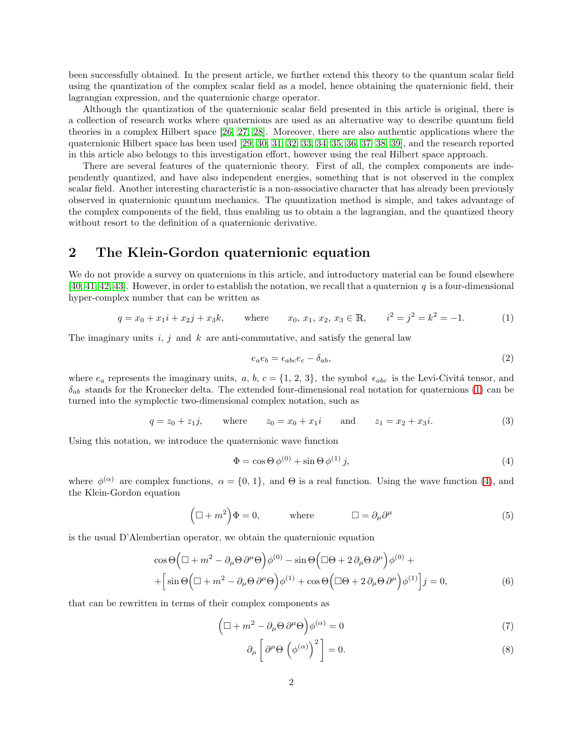been successfully obtained. In the present article, we further extend this theory to the quantum scalar field using the quantization of the complex scalar field as a model, hence obtaining the quaternionic field, their lagrangian expression, and the quaternionic charge operator.

Although the quantization of the quaternionic scalar field presented in this article is original, there is a collection of research works where quaternions are used as an alternative way to describe quantum field theories in a complex Hilbert space [26, 27, 28]. Moreover, there are also authentic applications where the quaternionic Hilbert space has been used [29, 30, 31, 32, 33, 34, 35, 36, 37, 38, 39], and the research reported in this article also belongs to this investigation effort, however using the real Hilbert space approach.

There are several features of the quaternionic theory. First of all, the complex components are independently quantized, and have also independent energies, something that is not observed in the complex scalar field. Another interesting characteristic is a non-associative character that has already been previously observed in quaternionic quantum mechanics. The quantization method is simple, and takes advantage of the complex components of the field, thus enabling us to obtain a the lagrangian, and the quantized theory without resort to the definition of a quaternionic derivative.

## 2 The Klein-Gordon quaternionic equation

We do not provide a survey on quaternions in this article, and introductory material can be found elsewhere [40, 41, 42, 43]. However, in order to establish the notation, we recall that a quaternion $q$ is a four-dimensional hyper-complex number that can be written as

$$q = x_0 + x_1 i + x_2 j + x_3 k, \qquad \text{where} \qquad x_0,\, x_1,\, x_2,\, x_3 \in \mathbb{R}, \qquad i^2 = j^2 = k^2 = -1. \tag{1}$$

The imaginary units $i$, $j$ and $k$ are anti-commutative, and satisfy the general law

$$e_a e_b = \epsilon_{abc} e_c - \delta_{ab}, \tag{2}$$

where $e_a$ represents the imaginary units, $a,\, b,\, c = \{1,\, 2,\, 3\}$, the symbol $\epsilon_{abc}$ is the Levi-Civitá tensor, and $\delta_{ab}$ stands for the Kronecker delta. The extended four-dimensional real notation for quaternions (1) can be turned into the symplectic two-dimensional complex notation, such as

$$q = z_0 + z_1 j, \qquad \text{where} \qquad z_0 = x_0 + x_1 i \qquad \text{and} \qquad z_1 = x_2 + x_3 i. \tag{3}$$

Using this notation, we introduce the quaternionic wave function

$$\Phi = \cos\Theta\, \phi^{(0)} + \sin\Theta\, \phi^{(1)}\, j, \tag{4}$$

where $\phi^{(\alpha)}$ are complex functions, $\alpha = \{0,\, 1\}$, and $\Theta$ is a real function. Using the wave function (4), and the Klein-Gordon equation

$$\Big(\Box + m^2\Big)\Phi = 0, \qquad \text{where} \qquad \Box = \partial_\mu \partial^\mu \tag{5}$$

is the usual D'Alembertian operator, we obtain the quaternionic equation

$$\begin{aligned}
&\cos\Theta\Big(\Box + m^2 - \partial_\mu\Theta\,\partial^\mu\Theta\Big)\phi^{(0)} - \sin\Theta\Big(\Box\Theta + 2\,\partial_\mu\Theta\,\partial^\mu\Big)\phi^{(0)} + \\
&+\Big[\sin\Theta\Big(\Box + m^2 - \partial_\mu\Theta\,\partial^\mu\Theta\Big)\phi^{(1)} + \cos\Theta\Big(\Box\Theta + 2\,\partial_\mu\Theta\,\partial^\mu\Big)\phi^{(1)}\Big] j = 0,
\end{aligned} \tag{6}$$

that can be rewritten in terms of their complex components as

$$\Big(\Box + m^2 - \partial_\mu\Theta\,\partial^\mu\Theta\Big)\phi^{(\alpha)} = 0 \tag{7}$$

$$\partial_\mu\left[\,\partial^\mu\Theta\,\left(\phi^{(\alpha)}\right)^2\right] = 0. \tag{8}$$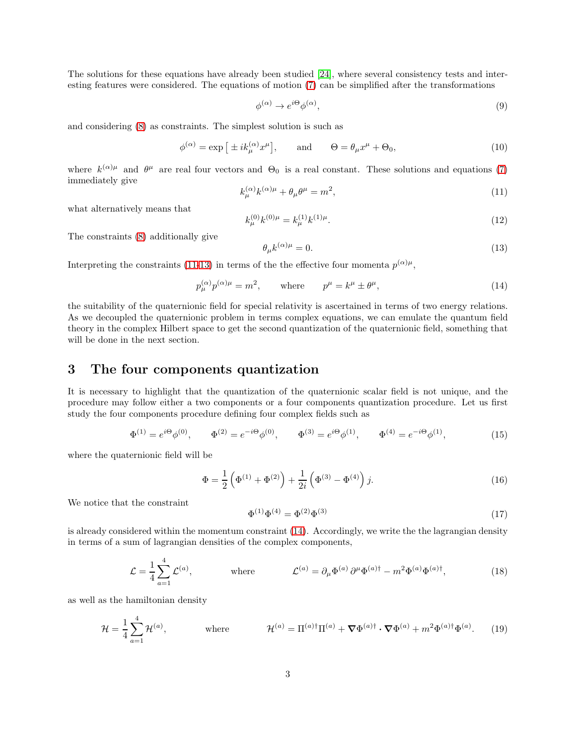The solutions for these equations have already been studied [24], where several consistency tests and interesting features were considered. The equations of motion (7) can be simplified after the transformations

$$\phi^{(\alpha)} \to e^{i\Theta}\phi^{(\alpha)}, \tag{9}$$

and considering (8) as constraints. The simplest solution is such as

$$\phi^{(\alpha)} = \exp\big[\pm ik_\mu^{(\alpha)}x^\mu\big], \qquad \text{and} \qquad \Theta = \theta_\mu x^\mu + \Theta_0, \tag{10}$$

where $k^{(\alpha)\mu}$ and $\theta^\mu$ are real four vectors and $\Theta_0$ is a real constant. These solutions and equations (7) immediately give

$$k_\mu^{(\alpha)}k^{(\alpha)\mu} + \theta_\mu\theta^\mu = m^2, \tag{11}$$

what alternatively means that

$$k_\mu^{(0)}k^{(0)\mu} = k_\mu^{(1)}k^{(1)\mu}. \tag{12}$$

The constraints (8) additionally give

$$\theta_\mu k^{(\alpha)\mu} = 0. \tag{13}$$

Interpreting the constraints (11-13) in terms of the the effective four momenta $p^{(\alpha)\mu}$,

$$p_\mu^{(\alpha)}p^{(\alpha)\mu} = m^2, \qquad \text{where} \qquad p^\mu = k^\mu \pm \theta^\mu, \tag{14}$$

the suitability of the quaternionic field for special relativity is ascertained in terms of two energy relations. As we decoupled the quaternionic problem in terms complex equations, we can emulate the quantum field theory in the complex Hilbert space to get the second quantization of the quaternionic field, something that will be done in the next section.

## 3 The four components quantization

It is necessary to highlight that the quantization of the quaternionic scalar field is not unique, and the procedure may follow either a two components or a four components quantization procedure. Let us first study the four components procedure defining four complex fields such as

$$\Phi^{(1)} = e^{i\Theta}\phi^{(0)}, \qquad \Phi^{(2)} = e^{-i\Theta}\phi^{(0)}, \qquad \Phi^{(3)} = e^{i\Theta}\phi^{(1)}, \qquad \Phi^{(4)} = e^{-i\Theta}\phi^{(1)}, \tag{15}$$

where the quaternionic field will be

$$\Phi = \frac{1}{2}\left(\Phi^{(1)} + \Phi^{(2)}\right) + \frac{1}{2i}\left(\Phi^{(3)} - \Phi^{(4)}\right)j. \tag{16}$$

We notice that the constraint

$$\Phi^{(1)}\Phi^{(4)} = \Phi^{(2)}\Phi^{(3)} \tag{17}$$

is already considered within the momentum constraint (14). Accordingly, we write the the lagrangian density in terms of a sum of lagrangian densities of the complex components,

$$\mathcal{L} = \frac{1}{4}\sum_{a=1}^{4}\mathcal{L}^{(a)}, \qquad\qquad \text{where} \qquad\qquad \mathcal{L}^{(a)} = \partial_\mu\Phi^{(a)}\,\partial^\mu\Phi^{(a)\dagger} - m^2\Phi^{(a)}\Phi^{(a)\dagger}, \tag{18}$$

as well as the hamiltonian density

$$\mathcal{H} = \frac{1}{4}\sum_{a=1}^{4}\mathcal{H}^{(a)}, \qquad\qquad \text{where} \qquad\qquad \mathcal{H}^{(a)} = \Pi^{(a)\dagger}\Pi^{(a)} + \boldsymbol{\nabla}\Phi^{(a)\dagger}\cdot\boldsymbol{\nabla}\Phi^{(a)} + m^2\Phi^{(a)\dagger}\Phi^{(a)}. \tag{19}$$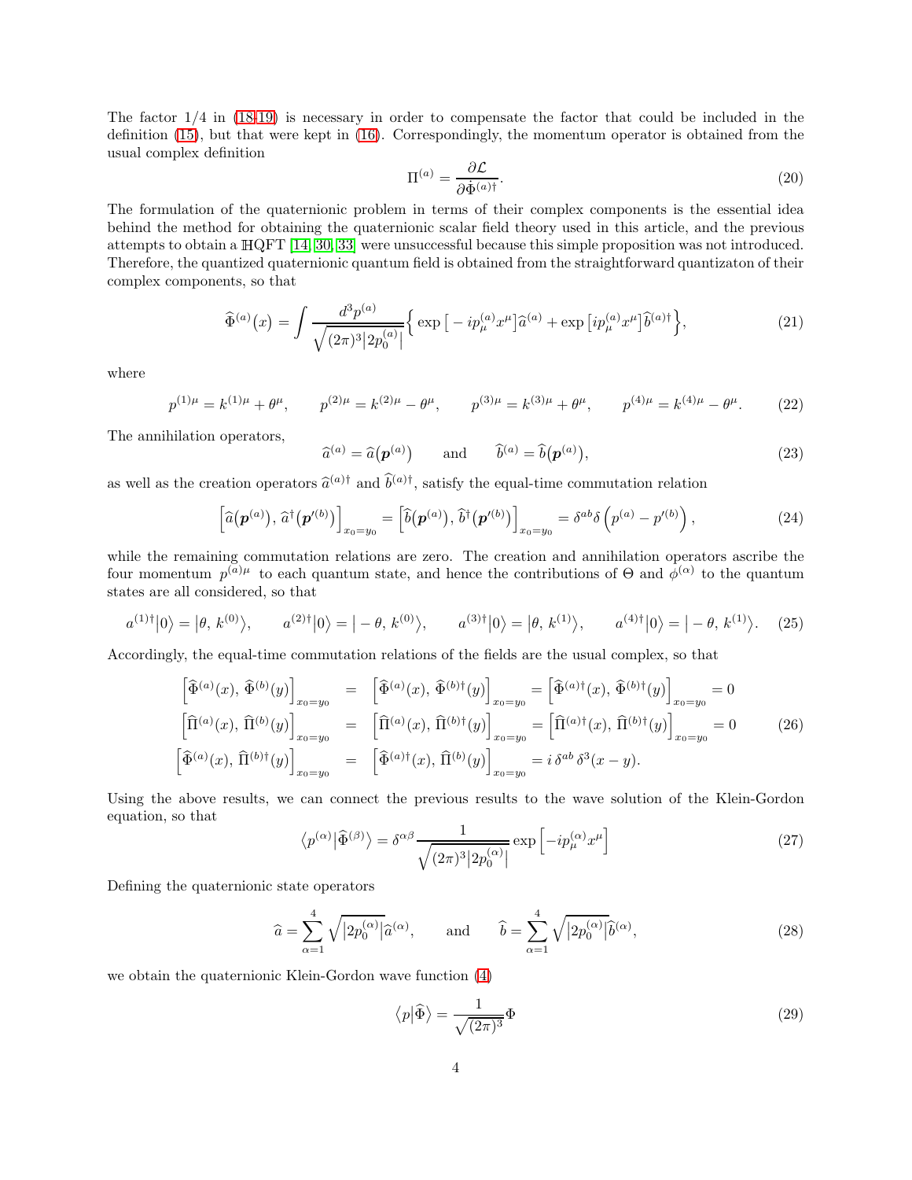The factor 1/4 in (18,19) is necessary in order to compensate the factor that could be included in the definition (15), but that were kept in (16). Correspondingly, the momentum operator is obtained from the usual complex definition

$$\Pi^{(a)} = \frac{\partial \mathcal{L}}{\partial \dot{\Phi}^{(a)\dagger}}. \tag{20}$$

The formulation of the quaternionic problem in terms of their complex components is the essential idea behind the method for obtaining the quaternionic scalar field theory used in this article, and the previous attempts to obtain a $\mathbb{H}$QFT [14, 30, 33] were unsuccessful because this simple proposition was not introduced. Therefore, the quantized quaternionic quantum field is obtained from the straightforward quantizaton of their complex components, so that

$$\widehat{\Phi}^{(a)}\big(x\big) = \int \frac{d^3 p^{(a)}}{\sqrt{(2\pi)^3 \big|2p_0^{(a)}\big|}} \Big\{ \exp\big[-ip_\mu^{(a)} x^\mu\big]\widehat{a}^{(a)} + \exp\big[ip_\mu^{(a)} x^\mu\big]\widehat{b}^{(a)\dagger} \Big\}, \tag{21}$$

where

$$p^{(1)\mu} = k^{(1)\mu} + \theta^\mu, \qquad p^{(2)\mu} = k^{(2)\mu} - \theta^\mu, \qquad p^{(3)\mu} = k^{(3)\mu} + \theta^\mu, \qquad p^{(4)\mu} = k^{(4)\mu} - \theta^\mu. \tag{22}$$

The annihilation operators,

$$\widehat{a}^{(a)} = \widehat{a}\big(\boldsymbol{p}^{(a)}\big) \qquad \text{and} \qquad \widehat{b}^{(a)} = \widehat{b}\big(\boldsymbol{p}^{(a)}\big), \tag{23}$$

as well as the creation operators $\widehat{a}^{(a)\dagger}$ and $\widehat{b}^{(a)\dagger}$, satisfy the equal-time commutation relation

$$\Big[\widehat{a}\big(\boldsymbol{p}^{(a)}\big),\, \widehat{a}^\dagger\big(\boldsymbol{p}'^{(b)}\big)\Big]_{x_0=y_0} = \Big[\widehat{b}\big(\boldsymbol{p}^{(a)}\big),\, \widehat{b}^\dagger\big(\boldsymbol{p}'^{(b)}\big)\Big]_{x_0=y_0} = \delta^{ab}\delta\left(p^{(a)} - p'^{(b)}\right), \tag{24}$$

while the remaining commutation relations are zero. The creation and annihilation operators ascribe the four momentum $p^{(a)\mu}$ to each quantum state, and hence the contributions of $\Theta$ and $\phi^{(\alpha)}$ to the quantum states are all considered, so that

$$a^{(1)\dagger}\big|0\big\rangle = \big|\theta,\, k^{(0)}\big\rangle, \qquad a^{(2)\dagger}\big|0\big\rangle = \big|-\theta,\, k^{(0)}\big\rangle, \qquad a^{(3)\dagger}\big|0\big\rangle = \big|\theta,\, k^{(1)}\big\rangle, \qquad a^{(4)\dagger}\big|0\big\rangle = \big|-\theta,\, k^{(1)}\big\rangle. \tag{25}$$

Accordingly, the equal-time commutation relations of the fields are the usual complex, so that

$$\begin{aligned}
\Big[\widehat{\Phi}^{(a)}(x),\, \widehat{\Phi}^{(b)}(y)\Big]_{x_0=y_0} &= \Big[\widehat{\Phi}^{(a)}(x),\, \widehat{\Phi}^{(b)\dagger}(y)\Big]_{x_0=y_0} = \Big[\widehat{\Phi}^{(a)\dagger}(x),\, \widehat{\Phi}^{(b)\dagger}(y)\Big]_{x_0=y_0} = 0 \\
\Big[\widehat{\Pi}^{(a)}(x),\, \widehat{\Pi}^{(b)}(y)\Big]_{x_0=y_0} &= \Big[\widehat{\Pi}^{(a)}(x),\, \widehat{\Pi}^{(b)\dagger}(y)\Big]_{x_0=y_0} = \Big[\widehat{\Pi}^{(a)\dagger}(x),\, \widehat{\Pi}^{(b)\dagger}(y)\Big]_{x_0=y_0} = 0 \\
\Big[\widehat{\Phi}^{(a)}(x),\, \widehat{\Pi}^{(b)\dagger}(y)\Big]_{x_0=y_0} &= \Big[\widehat{\Phi}^{(a)\dagger}(x),\, \widehat{\Pi}^{(b)}(y)\Big]_{x_0=y_0} = i\,\delta^{ab}\,\delta^3(x-y).
\end{aligned} \tag{26}$$

Using the above results, we can connect the previous results to the wave solution of the Klein-Gordon equation, so that

$$\big\langle p^{(\alpha)}\big|\widehat{\Phi}^{(\beta)}\big\rangle = \delta^{\alpha\beta}\frac{1}{\sqrt{(2\pi)^3\big|2p_0^{(\alpha)}\big|}}\exp\Big[-ip_\mu^{(\alpha)} x^\mu\Big] \tag{27}$$

Defining the quaternionic state operators

$$\widehat{a} = \sum_{\alpha=1}^{4}\sqrt{\big|2p_0^{(\alpha)}\big|}\,\widehat{a}^{(\alpha)}, \qquad \text{and} \qquad \widehat{b} = \sum_{\alpha=1}^{4}\sqrt{\big|2p_0^{(\alpha)}\big|}\,\widehat{b}^{(\alpha)}, \tag{28}$$

we obtain the quaternionic Klein-Gordon wave function (4)

$$\big\langle p\big|\widehat{\Phi}\big\rangle = \frac{1}{\sqrt{(2\pi)^3}}\Phi \tag{29}$$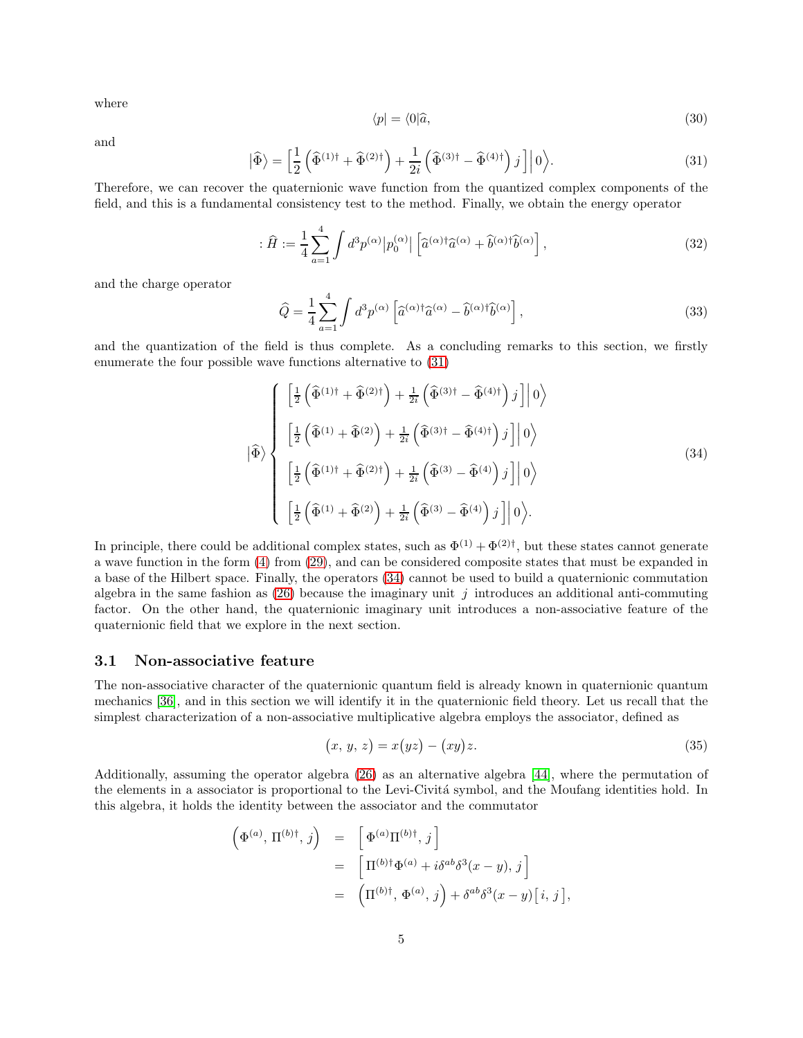where

$$\langle p| = \langle 0|\widehat{a}, \tag{30}$$

and

$$\big|\widehat{\Phi}\big\rangle = \Big[\frac{1}{2}\left(\widehat{\Phi}^{(1)\dagger} + \widehat{\Phi}^{(2)\dagger}\right) + \frac{1}{2i}\left(\widehat{\Phi}^{(3)\dagger} - \widehat{\Phi}^{(4)\dagger}\right) j\Big]\Big|0\Big\rangle. \tag{31}$$

Therefore, we can recover the quaternionic wave function from the quantized complex components of the field, and this is a fundamental consistency test to the method. Finally, we obtain the energy operator

$$:\widehat{H} := \frac{1}{4}\sum_{a=1}^{4}\int d^3p^{(\alpha)}\big|p_0^{(\alpha)}\big|\left[\widehat{a}^{(\alpha)\dagger}\widehat{a}^{(\alpha)} + \widehat{b}^{(\alpha)\dagger}\widehat{b}^{(\alpha)}\right], \tag{32}$$

and the charge operator

$$\widehat{Q} = \frac{1}{4}\sum_{a=1}^{4}\int d^3p^{(\alpha)}\left[\widehat{a}^{(\alpha)\dagger}\widehat{a}^{(\alpha)} - \widehat{b}^{(\alpha)\dagger}\widehat{b}^{(\alpha)}\right], \tag{33}$$

and the quantization of the field is thus complete. As a concluding remarks to this section, we firstly enumerate the four possible wave functions alternative to (31)

$$\big|\widehat{\Phi}\big\rangle \begin{cases} \Big[\frac{1}{2}\left(\widehat{\Phi}^{(1)\dagger} + \widehat{\Phi}^{(2)\dagger}\right) + \frac{1}{2i}\left(\widehat{\Phi}^{(3)\dagger} - \widehat{\Phi}^{(4)\dagger}\right) j\Big]\Big|0\Big\rangle \\[2ex] \Big[\frac{1}{2}\left(\widehat{\Phi}^{(1)} + \widehat{\Phi}^{(2)}\right) + \frac{1}{2i}\left(\widehat{\Phi}^{(3)\dagger} - \widehat{\Phi}^{(4)\dagger}\right) j\Big]\Big|0\Big\rangle \\[2ex] \Big[\frac{1}{2}\left(\widehat{\Phi}^{(1)\dagger} + \widehat{\Phi}^{(2)\dagger}\right) + \frac{1}{2i}\left(\widehat{\Phi}^{(3)} - \widehat{\Phi}^{(4)}\right) j\Big]\Big|0\Big\rangle \\[2ex] \Big[\frac{1}{2}\left(\widehat{\Phi}^{(1)} + \widehat{\Phi}^{(2)}\right) + \frac{1}{2i}\left(\widehat{\Phi}^{(3)} - \widehat{\Phi}^{(4)}\right) j\Big]\Big|0\Big\rangle. \end{cases} \tag{34}$$

In principle, there could be additional complex states, such as $\Phi^{(1)} + \Phi^{(2)\dagger}$, but these states cannot generate a wave function in the form (4) from (29), and can be considered composite states that must be expanded in a base of the Hilbert space. Finally, the operators (34) cannot be used to build a quaternionic commutation algebra in the same fashion as (26) because the imaginary unit $j$ introduces an additional anti-commuting factor. On the other hand, the quaternionic imaginary unit introduces a non-associative feature of the quaternionic field that we explore in the next section.

## 3.1 Non-associative feature

The non-associative character of the quaternionic quantum field is already known in quaternionic quantum mechanics [36], and in this section we will identify it in the quaternionic field theory. Let us recall that the simplest characterization of a non-associative multiplicative algebra employs the associator, defined as

$$(x,\, y,\, z) = x(yz) - (xy)z. \tag{35}$$

Additionally, assuming the operator algebra (26) as an alternative algebra [44], where the permutation of the elements in a associator is proportional to the Levi-Civitá symbol, and the Moufang identities hold. In this algebra, it holds the identity between the associator and the commutator

$$\begin{aligned} \left(\Phi^{(a)},\, \Pi^{(b)\dagger},\, j\right) &= \left[\,\Phi^{(a)}\Pi^{(b)\dagger},\, j\,\right] \\ &= \left[\,\Pi^{(b)\dagger}\Phi^{(a)} + i\delta^{ab}\delta^3(x-y),\, j\,\right] \\ &= \left(\Pi^{(b)\dagger},\, \Phi^{(a)},\, j\right) + \delta^{ab}\delta^3(x-y)\big[\,i,\, j\,\big], \end{aligned}$$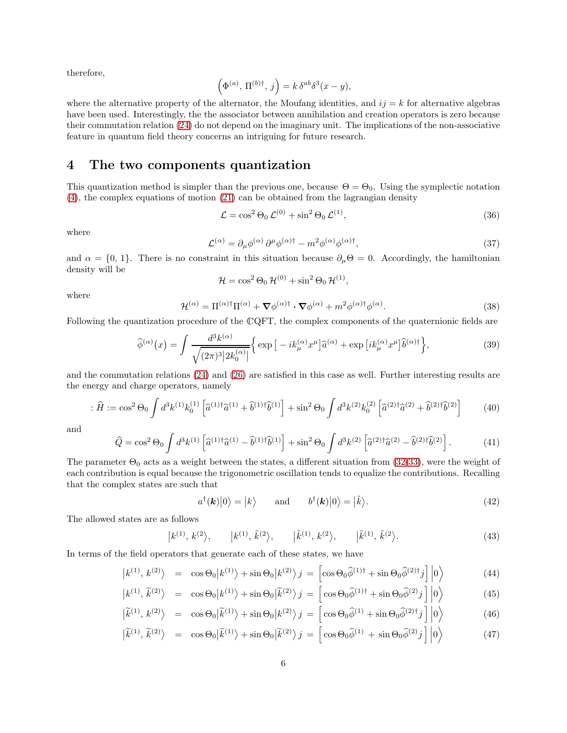therefore,

$$\Big(\Phi^{(a)},\,\Pi^{(b)\dagger},\,j\Big)=k\,\delta^{ab}\delta^3(x-y),$$

where the alternative property of the alternator, the Moufang identities, and $ij=k$ for alternative algebras have been used. Interestingly, the the associator between annihilation and creation operators is zero because their commutation relation (24) do not depend on the imaginary unit. The implications of the non-associative feature in quantum field theory concerns an intriguing for future research.

# 4 The two components quantization

This quantization method is simpler than the previous one, because $\Theta=\Theta_0$. Using the symplectic notation (4), the complex equations of motion (21) can be obtained from the lagrangian density

$$\mathcal{L}=\cos^2\Theta_0\,\mathcal{L}^{(0)}+\sin^2\Theta_0\,\mathcal{L}^{(1)},\tag{36}$$

where

$$\mathcal{L}^{(\alpha)}=\partial_\mu\phi^{(\alpha)}\,\partial^\mu\phi^{(\alpha)\dagger}-m^2\phi^{(\alpha)}\phi^{(\alpha)\dagger},\tag{37}$$

and $\alpha=\{0,\,1\}$. There is no constraint in this situation because $\partial_\mu\Theta=0$. Accordingly, the hamiltonian density will be

$$\mathcal{H}=\cos^2\Theta_0\,\mathcal{H}^{(0)}+\sin^2\Theta_0\,\mathcal{H}^{(1)},$$

where

$$\mathcal{H}^{(\alpha)}=\Pi^{(\alpha)\dagger}\Pi^{(\alpha)}+\boldsymbol{\nabla}\phi^{(\alpha)\dagger}\cdot\boldsymbol{\nabla}\phi^{(\alpha)}+m^2\phi^{(\alpha)\dagger}\phi^{(\alpha)}.\tag{38}$$

Following the quantization procedure of the $\mathbb{C}$QFT, the complex components of the quaternionic fields are

$$\widehat{\phi}^{(\alpha)}(x)=\int\frac{d^3k^{(\alpha)}}{\sqrt{(2\pi)^3\big|2k_0^{(\alpha)}\big|}}\Big\{\exp\big[-ik_\mu^{(\alpha)}x^\mu\big]\widehat{a}^{(\alpha)}+\exp\big[ik_\mu^{(\alpha)}x^\mu\big]\widehat{b}^{(\alpha)\dagger}\Big\},\tag{39}$$

and the commutation relations (24) and (26) are satisfied in this case as well. Further interesting results are the energy and charge operators, namely

$$:\widehat{H}:=\cos^2\Theta_0\int d^3k^{(1)}k_0^{(1)}\left[\widehat{a}^{(1)\dagger}\widehat{a}^{(1)}+\widehat{b}^{(1)\dagger}\widehat{b}^{(1)}\right]+\sin^2\Theta_0\int d^3k^{(2)}k_0^{(2)}\left[\widehat{a}^{(2)\dagger}\widehat{a}^{(2)}+\widehat{b}^{(2)\dagger}\widehat{b}^{(2)}\right]\tag{40}$$

and

$$\widehat{Q}=\cos^2\Theta_0\int d^3k^{(1)}\left[\widehat{a}^{(1)\dagger}\widehat{a}^{(1)}-\widehat{b}^{(1)\dagger}\widehat{b}^{(1)}\right]+\sin^2\Theta_0\int d^3k^{(2)}\left[\widehat{a}^{(2)\dagger}\widehat{a}^{(2)}-\widehat{b}^{(2)\dagger}\widehat{b}^{(2)}\right].\tag{41}$$

The parameter $\Theta_0$ acts as a weight between the states, a different situation from (32-33), were the weight of each contribution is equal because the trigonometric oscillation tends to equalize the contributions. Recalling that the complex states are such that

$$a^\dagger(\boldsymbol{k})\big|0\big\rangle=\big|k\big\rangle\qquad\text{and}\qquad b^\dagger(\boldsymbol{k})\big|0\big\rangle=\big|\tilde{k}\big\rangle.\tag{42}$$

The allowed states are as follows

$$\big|k^{(1)},\,k^{(2)}\big\rangle,\qquad\big|k^{(1)},\,\tilde{k}^{(2)}\big\rangle,\qquad\big|\tilde{k}^{(1)},\,k^{(2)}\big\rangle,\qquad\big|\tilde{k}^{(1)},\,\tilde{k}^{(2)}\big\rangle.\tag{43}$$

In terms of the field operators that generate each of these states, we have

$$\big|k^{(1)},\,k^{(2)}\big\rangle=\cos\Theta_0\big|k^{(1)}\big\rangle+\sin\Theta_0\big|k^{(2)}\big\rangle\,j=\Big[\cos\Theta_0\widehat{\phi}^{(1)\dagger}+\sin\Theta_0\widehat{\phi}^{(2)\dagger}j\Big]\Big|0\Big\rangle\tag{44}$$

$$\big|k^{(1)},\,\widetilde{k}^{(2)}\big\rangle=\cos\Theta_0\big|k^{(1)}\big\rangle+\sin\Theta_0\big|\widetilde{k}^{(2)}\big\rangle\,j=\Big[\cos\Theta_0\widehat{\phi}^{(1)\dagger}+\sin\Theta_0\widehat{\phi}^{(2)}j\Big]\Big|0\Big\rangle\tag{45}$$

$$\big|\widetilde{k}^{(1)},\,k^{(2)}\big\rangle=\cos\Theta_0\big|\widetilde{k}^{(1)}\big\rangle+\sin\Theta_0\big|k^{(2)}\big\rangle\,j=\Big[\cos\Theta_0\widehat{\phi}^{(1)}+\sin\Theta_0\widehat{\phi}^{(2)\dagger}j\Big]\Big|0\Big\rangle\tag{46}$$

$$\big|\widetilde{k}^{(1)},\,\widetilde{k}^{(2)}\big\rangle=\cos\Theta_0\big|\widetilde{k}^{(1)}\big\rangle+\sin\Theta_0\big|\widetilde{k}^{(2)}\big\rangle\,j=\Big[\cos\Theta_0\widehat{\phi}^{(1)}+\sin\Theta_0\widehat{\phi}^{(2)}j\Big]\Big|0\Big\rangle\tag{47}$$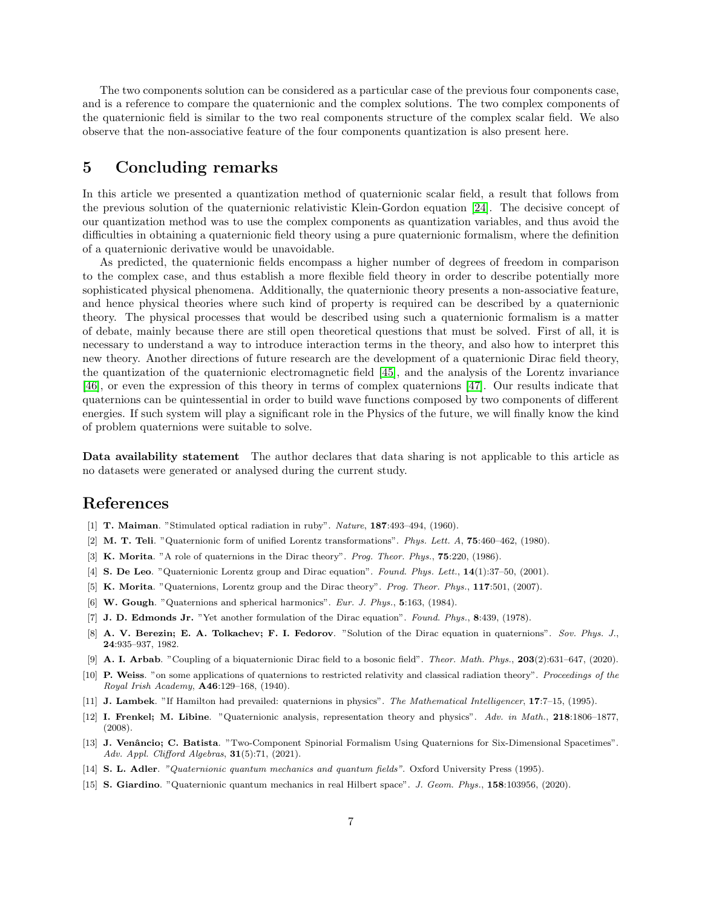The two components solution can be considered as a particular case of the previous four components case, and is a reference to compare the quaternionic and the complex solutions. The two complex components of the quaternionic field is similar to the two real components structure of the complex scalar field. We also observe that the non-associative feature of the four components quantization is also present here.

## 5 Concluding remarks

In this article we presented a quantization method of quaternionic scalar field, a result that follows from the previous solution of the quaternionic relativistic Klein-Gordon equation [24]. The decisive concept of our quantization method was to use the complex components as quantization variables, and thus avoid the difficulties in obtaining a quaternionic field theory using a pure quaternionic formalism, where the definition of a quaternionic derivative would be unavoidable.

As predicted, the quaternionic fields encompass a higher number of degrees of freedom in comparison to the complex case, and thus establish a more flexible field theory in order to describe potentially more sophisticated physical phenomena. Additionally, the quaternionic theory presents a non-associative feature, and hence physical theories where such kind of property is required can be described by a quaternionic theory. The physical processes that would be described using such a quaternionic formalism is a matter of debate, mainly because there are still open theoretical questions that must be solved. First of all, it is necessary to understand a way to introduce interaction terms in the theory, and also how to interpret this new theory. Another directions of future research are the development of a quaternionic Dirac field theory, the quantization of the quaternionic electromagnetic field [45], and the analysis of the Lorentz invariance [46], or even the expression of this theory in terms of complex quaternions [47]. Our results indicate that quaternions can be quintessential in order to build wave functions composed by two components of different energies. If such system will play a significant role in the Physics of the future, we will finally know the kind of problem quaternions were suitable to solve.

**Data availability statement** The author declares that data sharing is not applicable to this article as no datasets were generated or analysed during the current study.

## References

[1] **T. Maiman**. "Stimulated optical radiation in ruby". *Nature*, **187**:493–494, (1960).

[2] **M. T. Teli**. "Quaternionic form of unified Lorentz transformations". *Phys. Lett. A*, **75**:460–462, (1980).

[3] **K. Morita**. "A role of quaternions in the Dirac theory". *Prog. Theor. Phys.*, **75**:220, (1986).

[4] **S. De Leo**. "Quaternionic Lorentz group and Dirac equation". *Found. Phys. Lett.*, **14**(1):37–50, (2001).

[5] **K. Morita**. "Quaternions, Lorentz group and the Dirac theory". *Prog. Theor. Phys.*, **117**:501, (2007).

[6] **W. Gough**. "Quaternions and spherical harmonics". *Eur. J. Phys.*, **5**:163, (1984).

[7] **J. D. Edmonds Jr.** "Yet another formulation of the Dirac equation". *Found. Phys.*, **8**:439, (1978).

[8] **A. V. Berezin; E. A. Tolkachev; F. I. Fedorov**. "Solution of the Dirac equation in quaternions". *Sov. Phys. J.*, **24**:935–937, 1982.

[9] **A. I. Arbab**. "Coupling of a biquaternionic Dirac field to a bosonic field". *Theor. Math. Phys.*, **203**(2):631–647, (2020).

[10] **P. Weiss**. "on some applications of quaternions to restricted relativity and classical radiation theory". *Proceedings of the Royal Irish Academy*, **A46**:129–168, (1940).

[11] **J. Lambek**. "If Hamilton had prevailed: quaternions in physics". *The Mathematical Intelligencer*, **17**:7–15, (1995).

[12] **I. Frenkel; M. Libine**. "Quaternionic analysis, representation theory and physics". *Adv. in Math.*, **218**:1806–1877, (2008).

[13] **J. Venâncio; C. Batista**. "Two-Component Spinorial Formalism Using Quaternions for Six-Dimensional Spacetimes". *Adv. Appl. Clifford Algebras*, **31**(5):71, (2021).

[14] **S. L. Adler**. *"Quaternionic quantum mechanics and quantum fields"*. Oxford University Press (1995).

[15] **S. Giardino**. "Quaternionic quantum mechanics in real Hilbert space". *J. Geom. Phys.*, **158**:103956, (2020).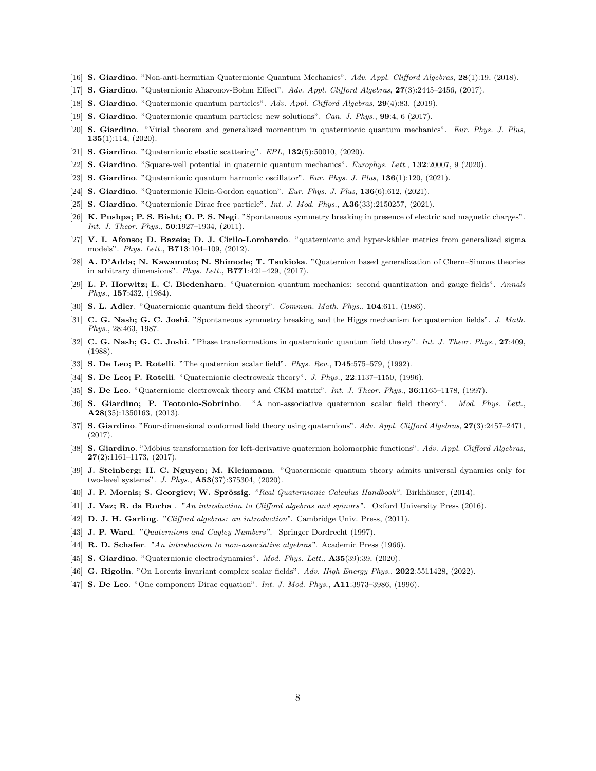[16] **S. Giardino**. "Non-anti-hermitian Quaternionic Quantum Mechanics". *Adv. Appl. Clifford Algebras*, **28**(1):19, (2018).

[17] **S. Giardino**. "Quaternionic Aharonov-Bohm Effect". *Adv. Appl. Clifford Algebras*, **27**(3):2445–2456, (2017).

[18] **S. Giardino**. "Quaternionic quantum particles". *Adv. Appl. Clifford Algebras*, **29**(4):83, (2019).

[19] **S. Giardino**. "Quaternionic quantum particles: new solutions". *Can. J. Phys.*, **99**:4, 6 (2017).

[20] **S. Giardino**. "Virial theorem and generalized momentum in quaternionic quantum mechanics". *Eur. Phys. J. Plus*, **135**(1):114, (2020).

[21] **S. Giardino**. "Quaternionic elastic scattering". *EPL*, **132**(5):50010, (2020).

[22] **S. Giardino**. "Square-well potential in quaternic quantum mechanics". *Europhys. Lett.*, **132**:20007, 9 (2020).

[23] **S. Giardino**. "Quaternionic quantum harmonic oscillator". *Eur. Phys. J. Plus*, **136**(1):120, (2021).

[24] **S. Giardino**. "Quaternionic Klein-Gordon equation". *Eur. Phys. J. Plus*, **136**(6):612, (2021).

[25] **S. Giardino**. "Quaternionic Dirac free particle". *Int. J. Mod. Phys.*, **A36**(33):2150257, (2021).

[26] **K. Pushpa; P. S. Bisht; O. P. S. Negi**. "Spontaneous symmetry breaking in presence of electric and magnetic charges". *Int. J. Theor. Phys.*, **50**:1927–1934, (2011).

[27] **V. I. Afonso; D. Bazeia; D. J. Cirilo-Lombardo**. "quaternionic and hyper-kähler metrics from generalized sigma models". *Phys. Lett.*, **B713**:104–109, (2012).

[28] **A. D'Adda; N. Kawamoto; N. Shimode; T. Tsukioka**. "Quaternion based generalization of Chern–Simons theories in arbitrary dimensions". *Phys. Lett.*, **B771**:421–429, (2017).

[29] **L. P. Horwitz; L. C. Biedenharn**. "Quaternion quantum mechanics: second quantization and gauge fields". *Annals Phys.*, **157**:432, (1984).

[30] **S. L. Adler**. "Quaternionic quantum field theory". *Commun. Math. Phys.*, **104**:611, (1986).

[31] **C. G. Nash; G. C. Joshi**. "Spontaneous symmetry breaking and the Higgs mechanism for quaternion fields". *J. Math. Phys.*, 28:463, 1987.

[32] **C. G. Nash; G. C. Joshi**. "Phase transformations in quaternionic quantum field theory". *Int. J. Theor. Phys.*, **27**:409, (1988).

[33] **S. De Leo; P. Rotelli**. "The quaternion scalar field". *Phys. Rev.*, **D45**:575–579, (1992).

[34] **S. De Leo; P. Rotelli**. "Quaternionic electroweak theory". *J. Phys.*, **22**:1137–1150, (1996).

[35] **S. De Leo**. "Quaternionic electroweak theory and CKM matrix". *Int. J. Theor. Phys.*, **36**:1165–1178, (1997).

[36] **S. Giardino; P. Teotonio-Sobrinho**. "A non-associative quaternion scalar field theory". *Mod. Phys. Lett.*, **A28**(35):1350163, (2013).

[37] **S. Giardino**. "Four-dimensional conformal field theory using quaternions". *Adv. Appl. Clifford Algebras*, **27**(3):2457–2471, (2017).

[38] **S. Giardino**. "Möbius transformation for left-derivative quaternion holomorphic functions". *Adv. Appl. Clifford Algebras*, **27**(2):1161–1173, (2017).

[39] **J. Steinberg; H. C. Nguyen; M. Kleinmann**. "Quaternionic quantum theory admits universal dynamics only for two-level systems". *J. Phys.*, **A53**(37):375304, (2020).

[40] **J. P. Morais; S. Georgiev; W. Sprössig**. *"Real Quaternionic Calculus Handbook"*. Birkhäuser, (2014).

[41] **J. Vaz; R. da Rocha** . *"An introduction to Clifford algebras and spinors"*. Oxford University Press (2016).

[42] **D. J. H. Garling**. *"Clifford algebras: an introduction"*. Cambridge Univ. Press, (2011).

[43] **J. P. Ward**. *"Quaternions and Cayley Numbers"*. Springer Dordrecht (1997).

[44] **R. D. Schafer**. *"An introduction to non-associative algebras"*. Academic Press (1966).

[45] **S. Giardino**. "Quaternionic electrodynamics". *Mod. Phys. Lett.*, **A35**(39):39, (2020).

[46] **G. Rigolin**. "On Lorentz invariant complex scalar fields". *Adv. High Energy Phys.*, **2022**:5511428, (2022).

[47] **S. De Leo**. "One component Dirac equation". *Int. J. Mod. Phys.*, **A11**:3973–3986, (1996).